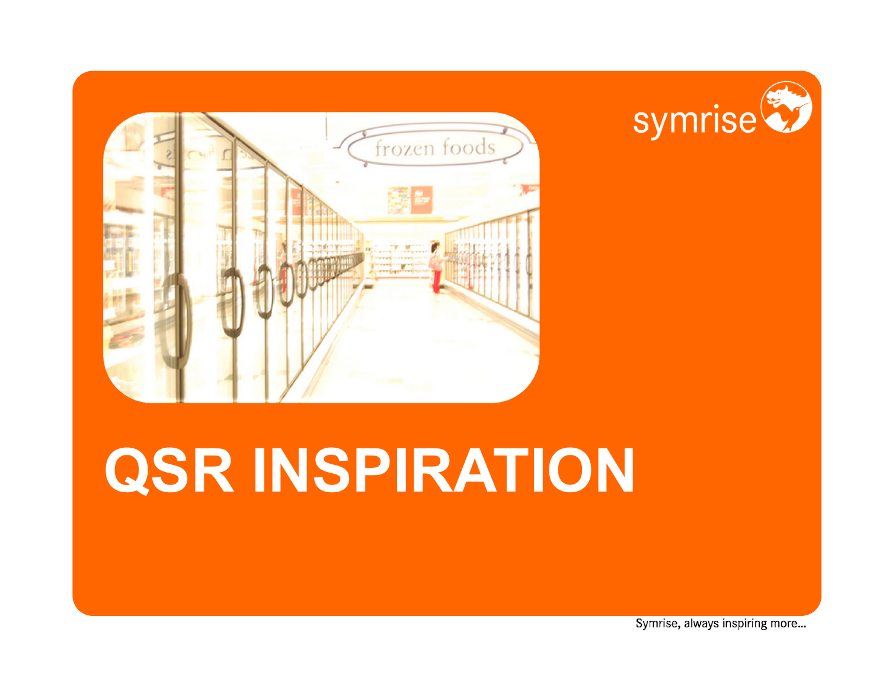symrise

# QSR INSPIRATION

Symrise, always inspiring more...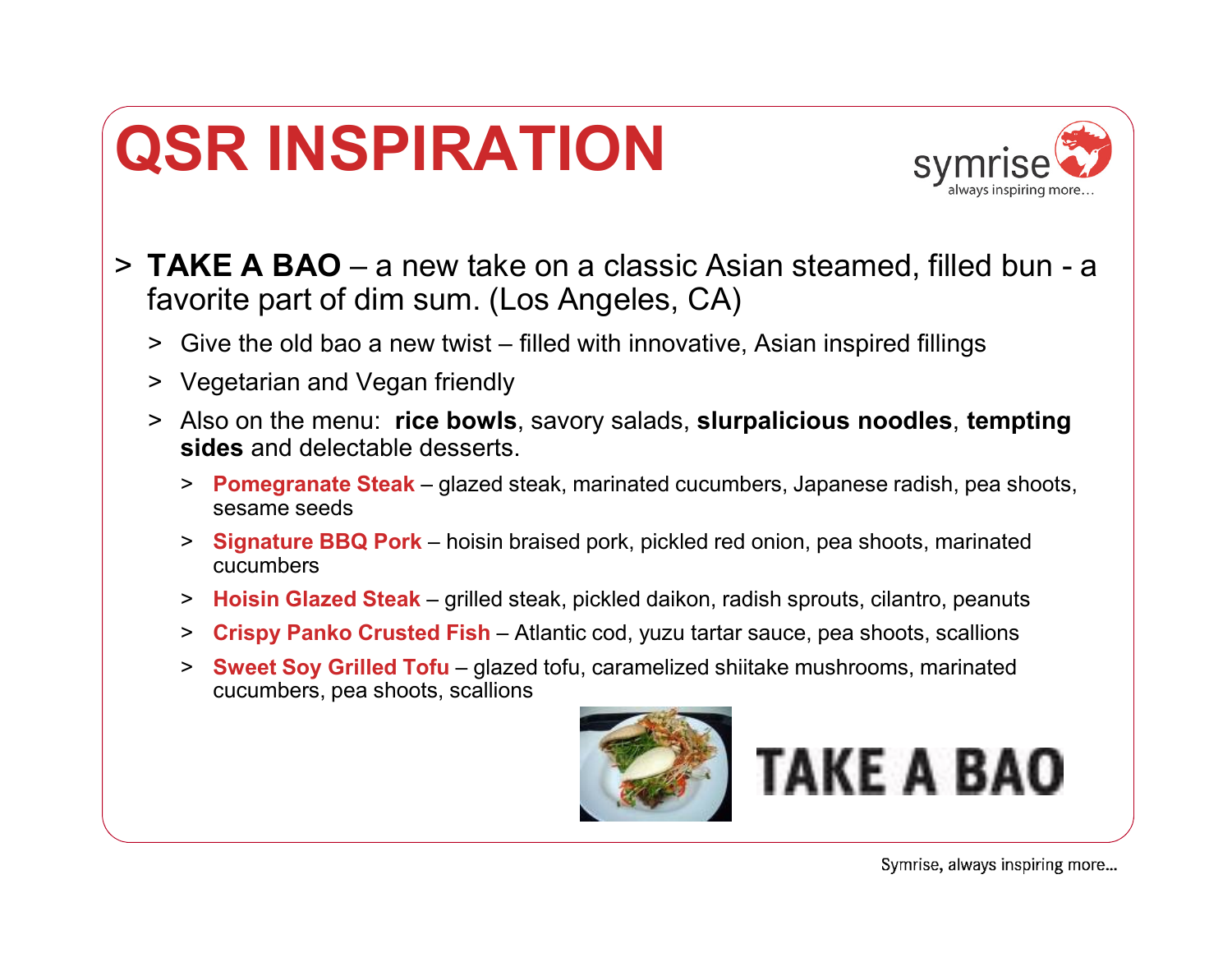# QSR INSPIRATION

- **TAKE A BAO** – a new take on a classic Asian steamed, filled bun - a favorite part of dim sum. (Los Angeles, CA)
  - Give the old bao a new twist – filled with innovative, Asian inspired fillings
  - Vegetarian and Vegan friendly
  - Also on the menu: **rice bowls**, savory salads, **slurpalicious noodles**, **tempting sides** and delectable desserts.
    - **Pomegranate Steak** – glazed steak, marinated cucumbers, Japanese radish, pea shoots, sesame seeds
    - **Signature BBQ Pork** – hoisin braised pork, pickled red onion, pea shoots, marinated cucumbers
    - **Hoisin Glazed Steak** – grilled steak, pickled daikon, radish sprouts, cilantro, peanuts
    - **Crispy Panko Crusted Fish** – Atlantic cod, yuzu tartar sauce, pea shoots, scallions
    - **Sweet Soy Grilled Tofu** – glazed tofu, caramelized shiitake mushrooms, marinated cucumbers, pea shoots, scallions

TAKE A BAO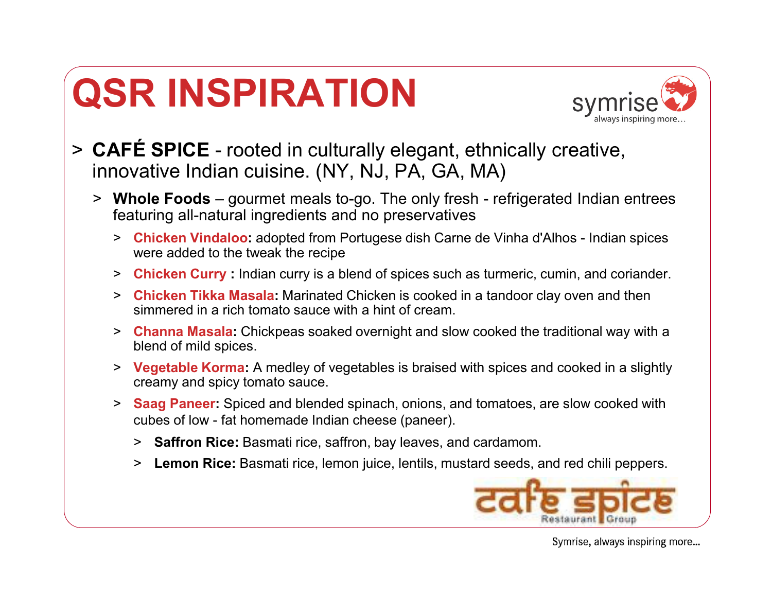# QSR INSPIRATION

- **CAFÉ SPICE** - rooted in culturally elegant, ethnically creative, innovative Indian cuisine. (NY, NJ, PA, GA, MA)
  - **Whole Foods** – gourmet meals to-go. The only fresh - refrigerated Indian entrees featuring all-natural ingredients and no preservatives
    - **Chicken Vindaloo:** adopted from Portugese dish Carne de Vinha d'Alhos - Indian spices were added to the tweak the recipe
    - **Chicken Curry :** Indian curry is a blend of spices such as turmeric, cumin, and coriander.
    - **Chicken Tikka Masala:** Marinated Chicken is cooked in a tandoor clay oven and then simmered in a rich tomato sauce with a hint of cream.
    - **Channa Masala:** Chickpeas soaked overnight and slow cooked the traditional way with a blend of mild spices.
    - **Vegetable Korma:** A medley of vegetables is braised with spices and cooked in a slightly creamy and spicy tomato sauce.
    - **Saag Paneer:** Spiced and blended spinach, onions, and tomatoes, are slow cooked with cubes of low - fat homemade Indian cheese (paneer).
      - **Saffron Rice:** Basmati rice, saffron, bay leaves, and cardamom.
      - **Lemon Rice:** Basmati rice, lemon juice, lentils, mustard seeds, and red chili peppers.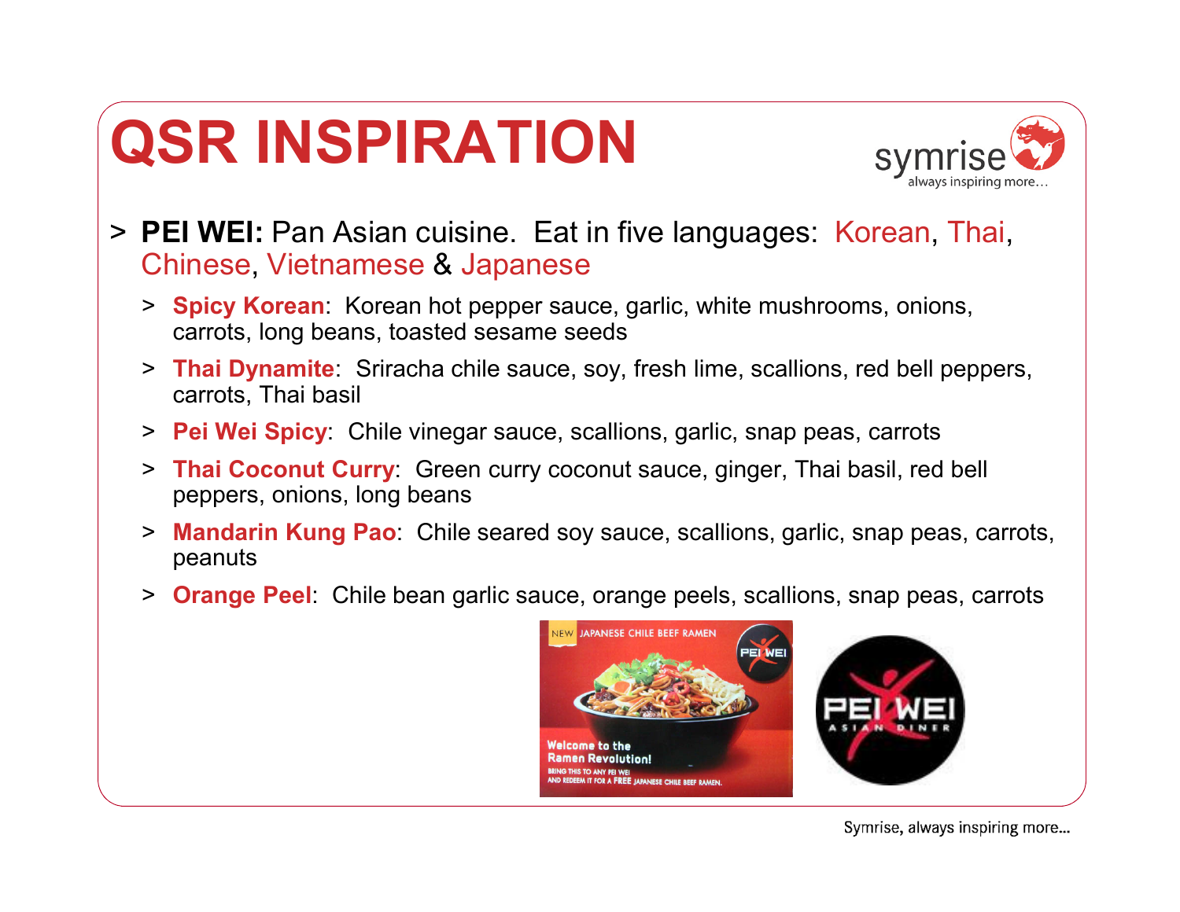# QSR INSPIRATION

- **PEI WEI:** Pan Asian cuisine. Eat in five languages: Korean, Thai, Chinese, Vietnamese & Japanese
  - **Spicy Korean**: Korean hot pepper sauce, garlic, white mushrooms, onions, carrots, long beans, toasted sesame seeds
  - **Thai Dynamite**: Sriracha chile sauce, soy, fresh lime, scallions, red bell peppers, carrots, Thai basil
  - **Pei Wei Spicy**: Chile vinegar sauce, scallions, garlic, snap peas, carrots
  - **Thai Coconut Curry**: Green curry coconut sauce, ginger, Thai basil, red bell peppers, onions, long beans
  - **Mandarin Kung Pao**: Chile seared soy sauce, scallions, garlic, snap peas, carrots, peanuts
  - **Orange Peel**: Chile bean garlic sauce, orange peels, scallions, snap peas, carrots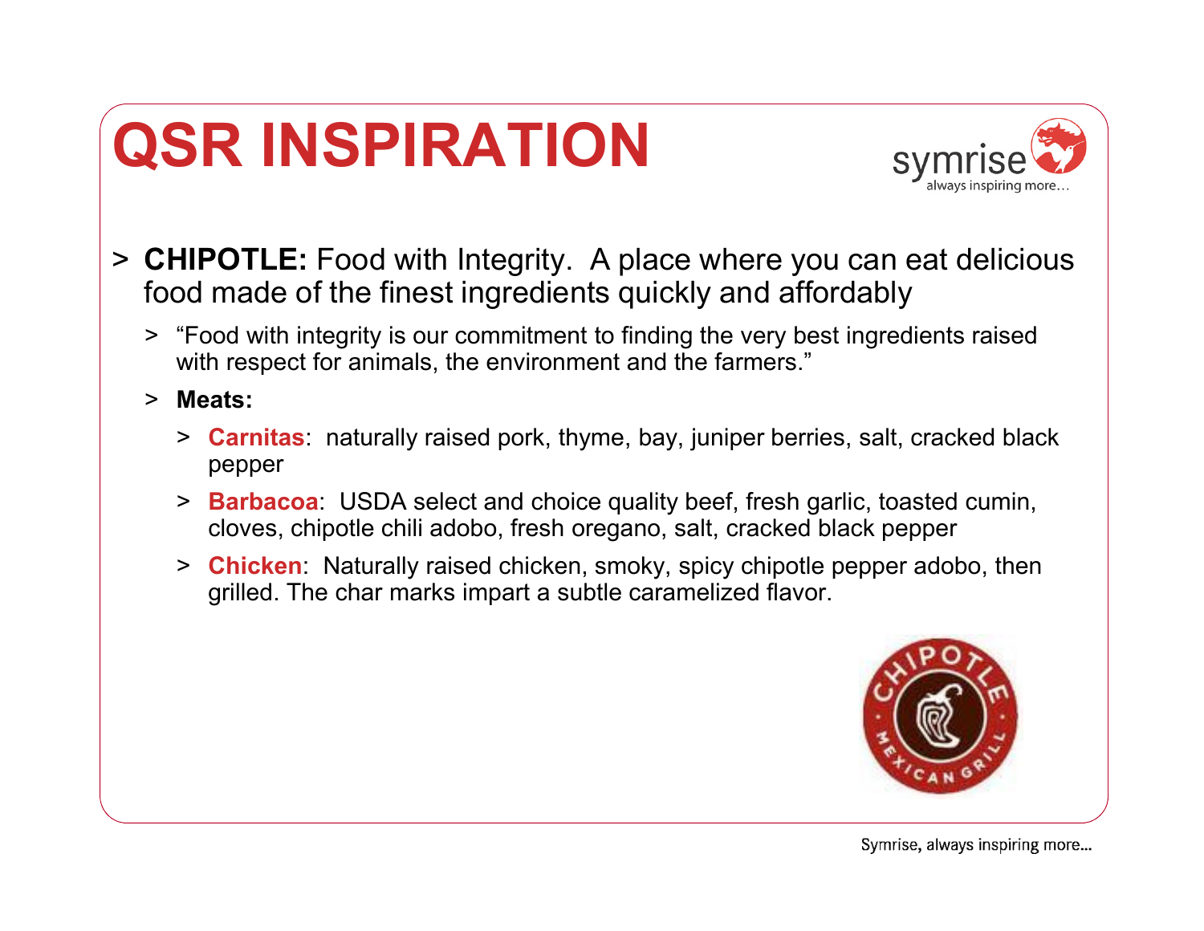# QSR INSPIRATION

- **CHIPOTLE:** Food with Integrity. A place where you can eat delicious food made of the finest ingredients quickly and affordably
  - "Food with integrity is our commitment to finding the very best ingredients raised with respect for animals, the environment and the farmers."
  - **Meats:**
    - **Carnitas**: naturally raised pork, thyme, bay, juniper berries, salt, cracked black pepper
    - **Barbacoa**: USDA select and choice quality beef, fresh garlic, toasted cumin, cloves, chipotle chili adobo, fresh oregano, salt, cracked black pepper
    - **Chicken**: Naturally raised chicken, smoky, spicy chipotle pepper adobo, then grilled. The char marks impart a subtle caramelized flavor.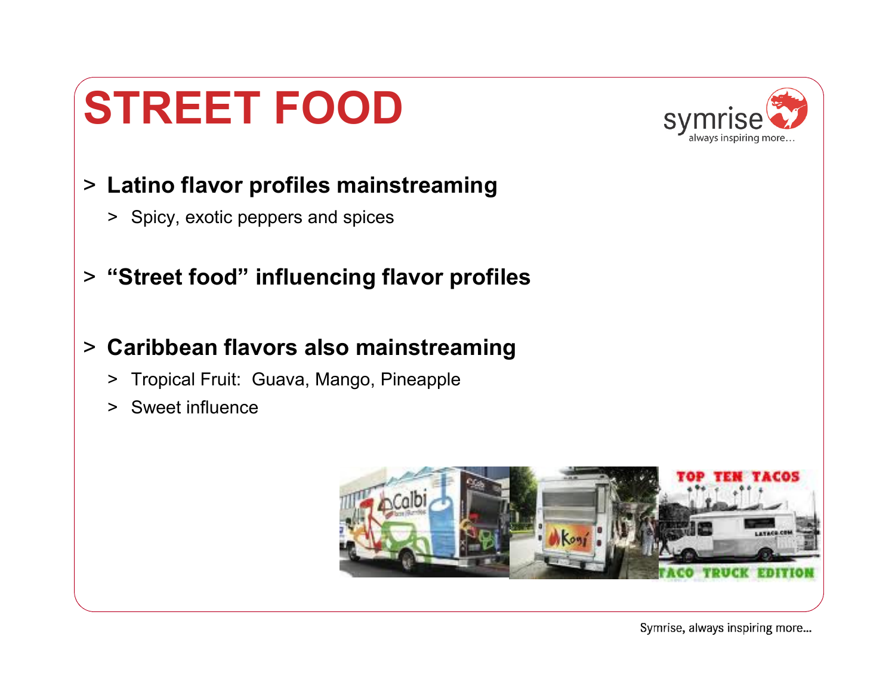# STREET FOOD

- **Latino flavor profiles mainstreaming**
  - Spicy, exotic peppers and spices
- **"Street food" influencing flavor profiles**
- **Caribbean flavors also mainstreaming**
  - Tropical Fruit:  Guava, Mango, Pineapple
  - Sweet influence